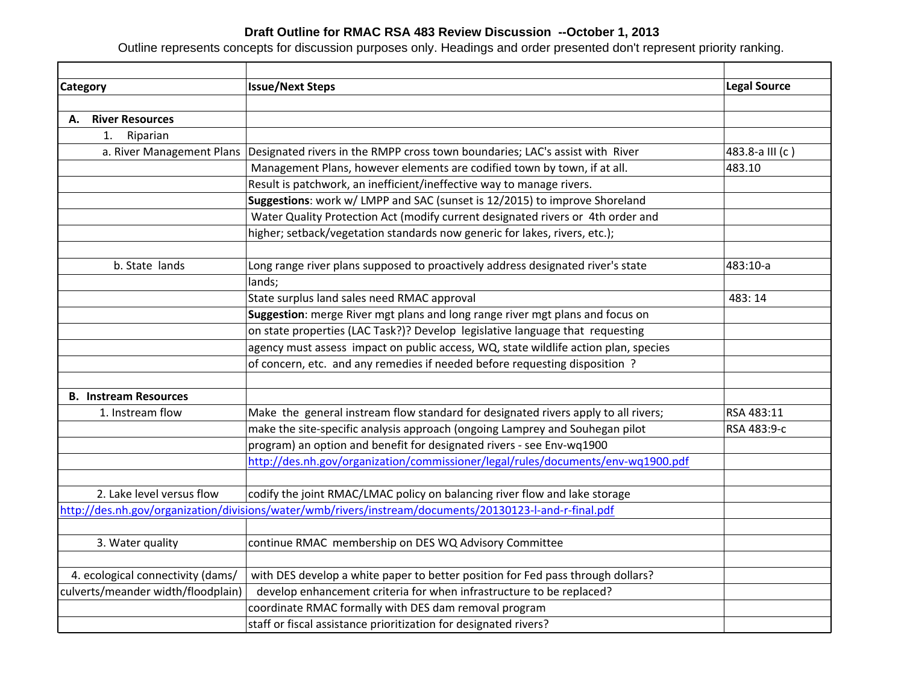**Draft Outline for RMAC RSA 483 Review Discussion --October 1, 2013**

Outline represents concepts for discussion purposes only. Headings and order presented don't represent priority ranking.

| Category | Issue/Next Steps | Legal Source |
|---|---|---|
| **A. River Resources** | | |
| 1. Riparian | | |
| a. River Management Plans | Designated rivers in the RMPP cross town boundaries; LAC's assist with River Management Plans, however elements are codified town by town, if at all. Result is patchwork, an inefficient/ineffective way to manage rivers. | 483.8-a III (c ) 483.10 |
| | **Suggestions**: work w/ LMPP and SAC (sunset is 12/2015) to improve Shoreland Water Quality Protection Act (modify current designated rivers or 4th order and higher; setback/vegetation standards now generic for lakes, rivers, etc.); | |
| b. State lands | Long range river plans supposed to proactively address designated river's state lands; | 483:10-a |
| | State surplus land sales need RMAC approval | 483: 14 |
| | **Suggestion**: merge River mgt plans and long range river mgt plans and focus on on state properties (LAC Task?)? Develop legislative language that requesting agency must assess impact on public access, WQ, state wildlife action plan, species of concern, etc. and any remedies if needed before requesting disposition ? | |
| **B. Instream Resources** | | |
| 1. Instream flow | Make the general instream flow standard for designated rivers apply to all rivers; make the site-specific analysis approach (ongoing Lamprey and Souhegan pilot program) an option and benefit for designated rivers - see Env-wq1900 http://des.nh.gov/organization/commissioner/legal/rules/documents/env-wq1900.pdf | RSA 483:11 RSA 483:9-c |
| 2. Lake level versus flow | codify the joint RMAC/LMAC policy on balancing river flow and lake storage http://des.nh.gov/organization/divisions/water/wmb/rivers/instream/documents/20130123-l-and-r-final.pdf | |
| 3. Water quality | continue RMAC membership on DES WQ Advisory Committee | |
| 4. ecological connectivity (dams/ culverts/meander width/floodplain) | with DES develop a white paper to better position for Fed pass through dollars? develop enhancement criteria for when infrastructure to be replaced? | |
| | coordinate RMAC formally with DES dam removal program | |
| | staff or fiscal assistance prioritization for designated rivers? | |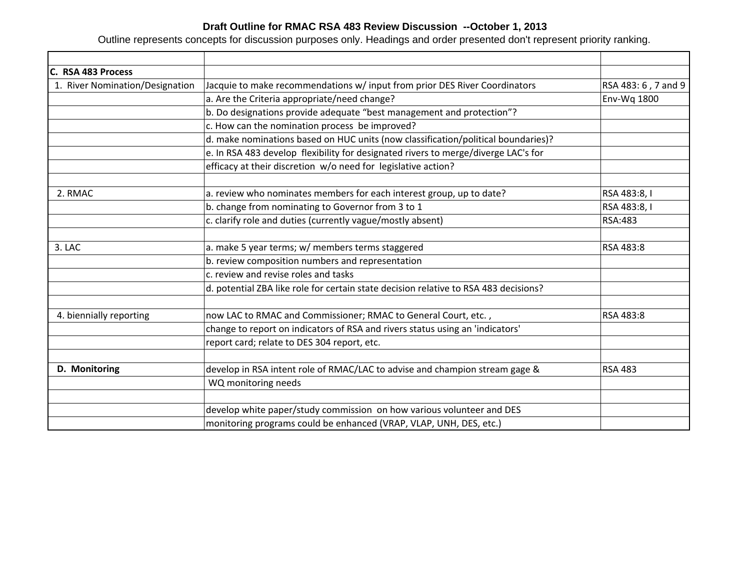**Draft Outline for RMAC RSA 483 Review Discussion --October 1, 2013**

Outline represents concepts for discussion purposes only. Headings and order presented don't represent priority ranking.

| | | |
|---|---|---|
| | | |
| **C. RSA 483 Process** | | |
| 1. River Nomination/Designation | Jacquie to make recommendations w/ input from prior DES River Coordinators | RSA 483: 6 , 7 and 9 |
| | a. Are the Criteria appropriate/need change? | Env-Wq 1800 |
| | b. Do designations provide adequate "best management and protection"? | |
| | c. How can the nomination process be improved? | |
| | d. make nominations based on HUC units (now classification/political boundaries)? | |
| | e. In RSA 483 develop flexibility for designated rivers to merge/diverge LAC's for | |
| | efficacy at their discretion w/o need for legislative action? | |
| | | |
| 2. RMAC | a. review who nominates members for each interest group, up to date? | RSA 483:8, I |
| | b. change from nominating to Governor from 3 to 1 | RSA 483:8, I |
| | c. clarify role and duties (currently vague/mostly absent) | RSA:483 |
| | | |
| 3. LAC | a. make 5 year terms; w/ members terms staggered | RSA 483:8 |
| | b. review composition numbers and representation | |
| | c. review and revise roles and tasks | |
| | d. potential ZBA like role for certain state decision relative to RSA 483 decisions? | |
| | | |
| 4. biennially reporting | now LAC to RMAC and Commissioner; RMAC to General Court, etc. , | RSA 483:8 |
| | change to report on indicators of RSA and rivers status using an 'indicators' | |
| | report card; relate to DES 304 report, etc. | |
| | | |
| **D. Monitoring** | develop in RSA intent role of RMAC/LAC to advise and champion stream gage & | RSA 483 |
| | WQ monitoring needs | |
| | | |
| | develop white paper/study commission on how various volunteer and DES | |
| | monitoring programs could be enhanced (VRAP, VLAP, UNH, DES, etc.) | |